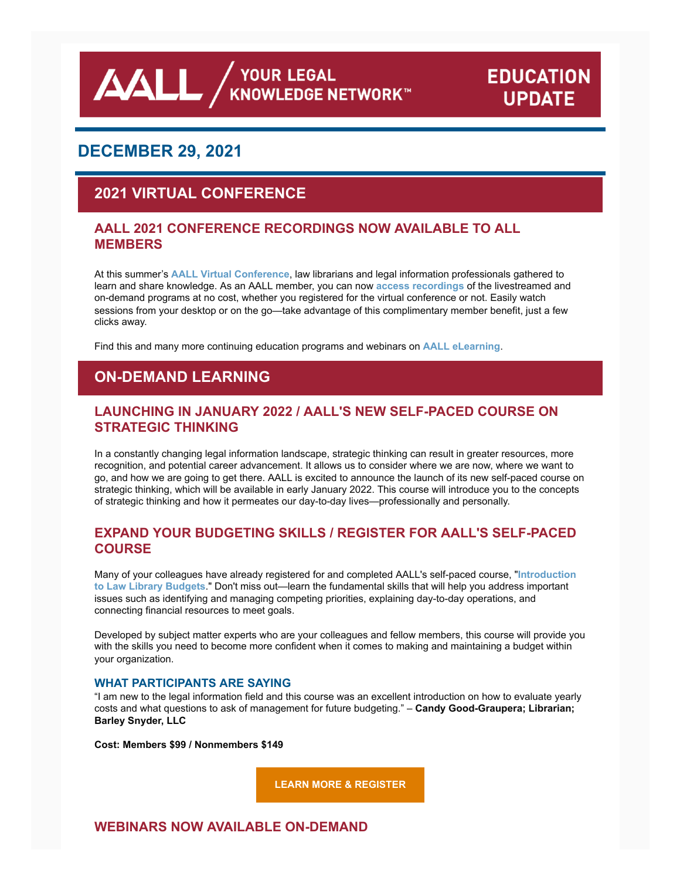AALL / YOUR LEGAL KNOWLEDGE NETWORK™

EDUCATION UPDATE

## DECEMBER 29, 2021

## 2021 VIRTUAL CONFERENCE

### AALL 2021 CONFERENCE RECORDINGS NOW AVAILABLE TO ALL MEMBERS

At this summer's **AALL Virtual Conference**, law librarians and legal information professionals gathered to learn and share knowledge. As an AALL member, you can now **access recordings** of the livestreamed and on-demand programs at no cost, whether you registered for the virtual conference or not. Easily watch sessions from your desktop or on the go—take advantage of this complimentary member benefit, just a few clicks away.

Find this and many more continuing education programs and webinars on **AALL eLearning**.

## ON-DEMAND LEARNING

### LAUNCHING IN JANUARY 2022 / AALL'S NEW SELF-PACED COURSE ON STRATEGIC THINKING

In a constantly changing legal information landscape, strategic thinking can result in greater resources, more recognition, and potential career advancement. It allows us to consider where we are now, where we want to go, and how we are going to get there. AALL is excited to announce the launch of its new self-paced course on strategic thinking, which will be available in early January 2022. This course will introduce you to the concepts of strategic thinking and how it permeates our day-to-day lives—professionally and personally.

### EXPAND YOUR BUDGETING SKILLS / REGISTER FOR AALL'S SELF-PACED COURSE

Many of your colleagues have already registered for and completed AALL's self-paced course, "**Introduction to Law Library Budgets**." Don't miss out—learn the fundamental skills that will help you address important issues such as identifying and managing competing priorities, explaining day-to-day operations, and connecting financial resources to meet goals.

Developed by subject matter experts who are your colleagues and fellow members, this course will provide you with the skills you need to become more confident when it comes to making and maintaining a budget within your organization.

#### WHAT PARTICIPANTS ARE SAYING

"I am new to the legal information field and this course was an excellent introduction on how to evaluate yearly costs and what questions to ask of management for future budgeting." – **Candy Good-Graupera; Librarian; Barley Snyder, LLC**

**Cost: Members $99 / Nonmembers $149**

**LEARN MORE & REGISTER**

### WEBINARS NOW AVAILABLE ON-DEMAND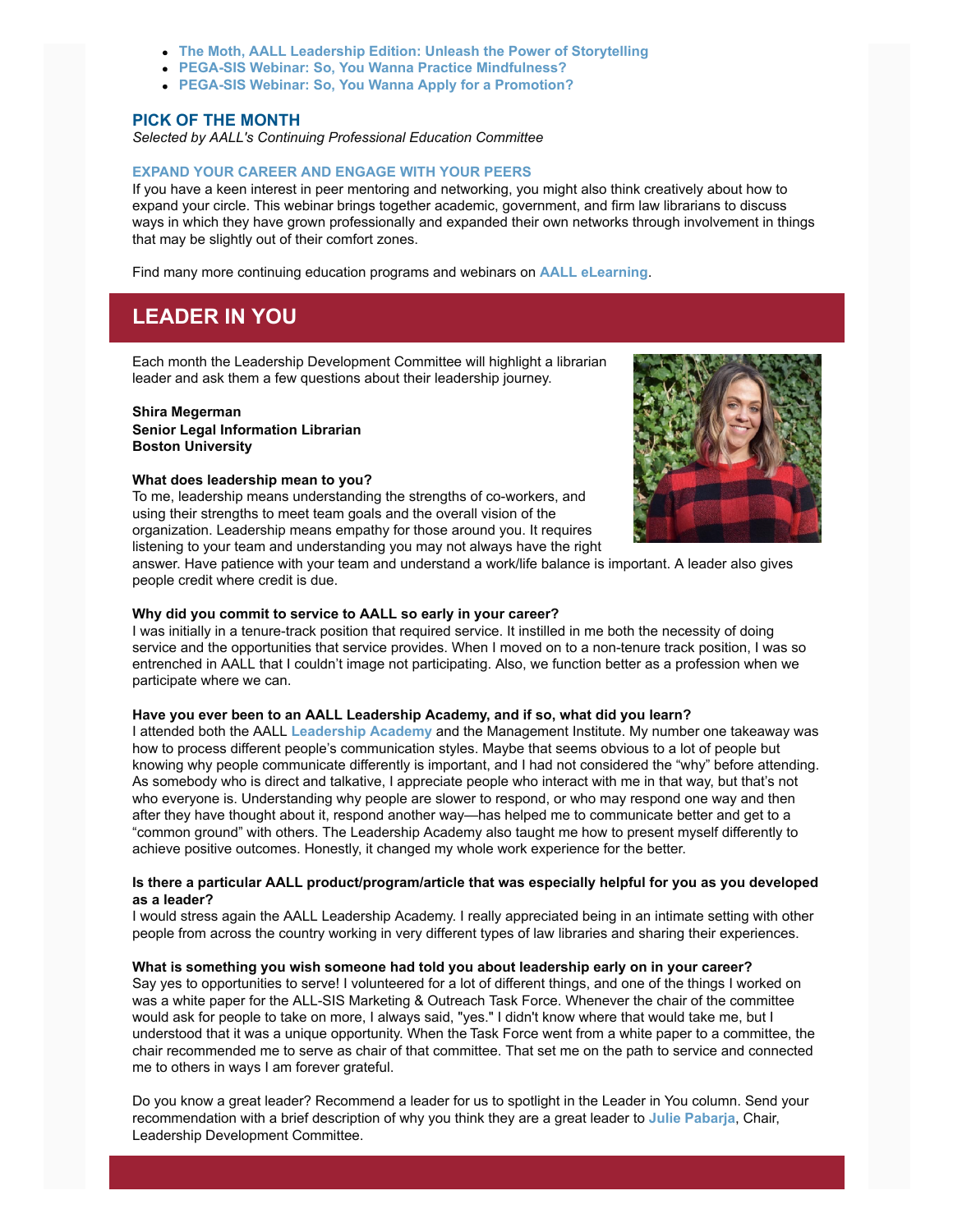- **The Moth, AALL Leadership Edition: Unleash the Power of Storytelling**
- **PEGA-SIS Webinar: So, You Wanna Practice Mindfulness?**
- **PEGA-SIS Webinar: So, You Wanna Apply for a Promotion?**

## PICK OF THE MONTH

*Selected by AALL's Continuing Professional Education Committee*

### EXPAND YOUR CAREER AND ENGAGE WITH YOUR PEERS

If you have a keen interest in peer mentoring and networking, you might also think creatively about how to expand your circle. This webinar brings together academic, government, and firm law librarians to discuss ways in which they have grown professionally and expanded their own networks through involvement in things that may be slightly out of their comfort zones.

Find many more continuing education programs and webinars on **AALL eLearning**.

# LEADER IN YOU

Each month the Leadership Development Committee will highlight a librarian leader and ask them a few questions about their leadership journey.

**Shira Megerman**
**Senior Legal Information Librarian**
**Boston University**

**What does leadership mean to you?**
To me, leadership means understanding the strengths of co-workers, and using their strengths to meet team goals and the overall vision of the organization. Leadership means empathy for those around you. It requires listening to your team and understanding you may not always have the right answer. Have patience with your team and understand a work/life balance is important. A leader also gives people credit where credit is due.

**Why did you commit to service to AALL so early in your career?**
I was initially in a tenure-track position that required service. It instilled in me both the necessity of doing service and the opportunities that service provides. When I moved on to a non-tenure track position, I was so entrenched in AALL that I couldn't image not participating. Also, we function better as a profession when we participate where we can.

**Have you ever been to an AALL Leadership Academy, and if so, what did you learn?**
I attended both the AALL **Leadership Academy** and the Management Institute. My number one takeaway was how to process different people's communication styles. Maybe that seems obvious to a lot of people but knowing why people communicate differently is important, and I had not considered the "why" before attending. As somebody who is direct and talkative, I appreciate people who interact with me in that way, but that's not who everyone is. Understanding why people are slower to respond, or who may respond one way and then after they have thought about it, respond another way—has helped me to communicate better and get to a "common ground" with others. The Leadership Academy also taught me how to present myself differently to achieve positive outcomes. Honestly, it changed my whole work experience for the better.

**Is there a particular AALL product/program/article that was especially helpful for you as you developed as a leader?**
I would stress again the AALL Leadership Academy. I really appreciated being in an intimate setting with other people from across the country working in very different types of law libraries and sharing their experiences.

**What is something you wish someone had told you about leadership early on in your career?**
Say yes to opportunities to serve! I volunteered for a lot of different things, and one of the things I worked on was a white paper for the ALL-SIS Marketing & Outreach Task Force. Whenever the chair of the committee would ask for people to take on more, I always said, "yes." I didn't know where that would take me, but I understood that it was a unique opportunity. When the Task Force went from a white paper to a committee, the chair recommended me to serve as chair of that committee. That set me on the path to service and connected me to others in ways I am forever grateful.

Do you know a great leader? Recommend a leader for us to spotlight in the Leader in You column. Send your recommendation with a brief description of why you think they are a great leader to **Julie Pabarja**, Chair, Leadership Development Committee.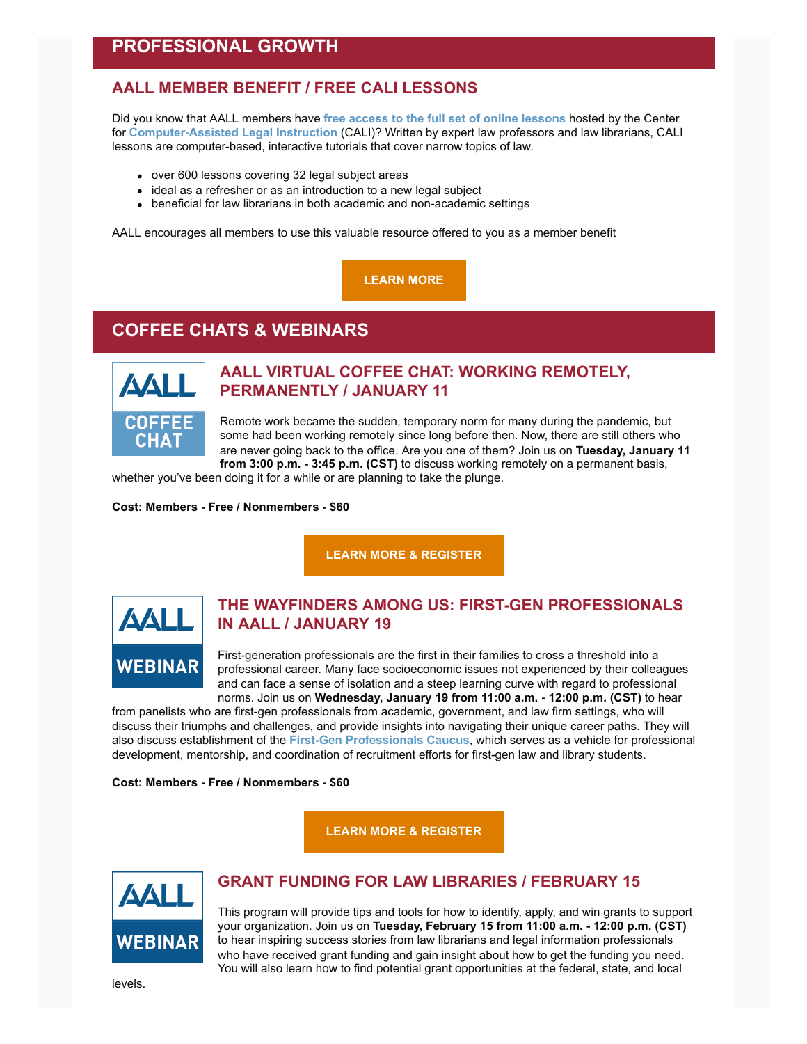## PROFESSIONAL GROWTH

### AALL MEMBER BENEFIT / FREE CALI LESSONS

Did you know that AALL members have **free access to the full set of online lessons** hosted by the Center for **Computer-Assisted Legal Instruction** (CALI)? Written by expert law professors and law librarians, CALI lessons are computer-based, interactive tutorials that cover narrow topics of law.

- over 600 lessons covering 32 legal subject areas
- ideal as a refresher or as an introduction to a new legal subject
- beneficial for law librarians in both academic and non-academic settings

AALL encourages all members to use this valuable resource offered to you as a member benefit

**LEARN MORE**

## COFFEE CHATS & WEBINARS

### AALL VIRTUAL COFFEE CHAT: WORKING REMOTELY, PERMANENTLY / JANUARY 11

Remote work became the sudden, temporary norm for many during the pandemic, but some had been working remotely since long before then. Now, there are still others who are never going back to the office. Are you one of them? Join us on **Tuesday, January 11 from 3:00 p.m. - 3:45 p.m. (CST)** to discuss working remotely on a permanent basis, whether you've been doing it for a while or are planning to take the plunge.

**Cost: Members - Free / Nonmembers - $60**

**LEARN MORE & REGISTER**

### THE WAYFINDERS AMONG US: FIRST-GEN PROFESSIONALS IN AALL / JANUARY 19

First-generation professionals are the first in their families to cross a threshold into a professional career. Many face socioeconomic issues not experienced by their colleagues and can face a sense of isolation and a steep learning curve with regard to professional norms. Join us on **Wednesday, January 19 from 11:00 a.m. - 12:00 p.m. (CST)** to hear from panelists who are first-gen professionals from academic, government, and law firm settings, who will discuss their triumphs and challenges, and provide insights into navigating their unique career paths. They will also discuss establishment of the **First-Gen Professionals Caucus**, which serves as a vehicle for professional development, mentorship, and coordination of recruitment efforts for first-gen law and library students.

**Cost: Members - Free / Nonmembers - $60**

**LEARN MORE & REGISTER**

### GRANT FUNDING FOR LAW LIBRARIES / FEBRUARY 15

This program will provide tips and tools for how to identify, apply, and win grants to support your organization. Join us on **Tuesday, February 15 from 11:00 a.m. - 12:00 p.m. (CST)** to hear inspiring success stories from law librarians and legal information professionals who have received grant funding and gain insight about how to get the funding you need. You will also learn how to find potential grant opportunities at the federal, state, and local levels.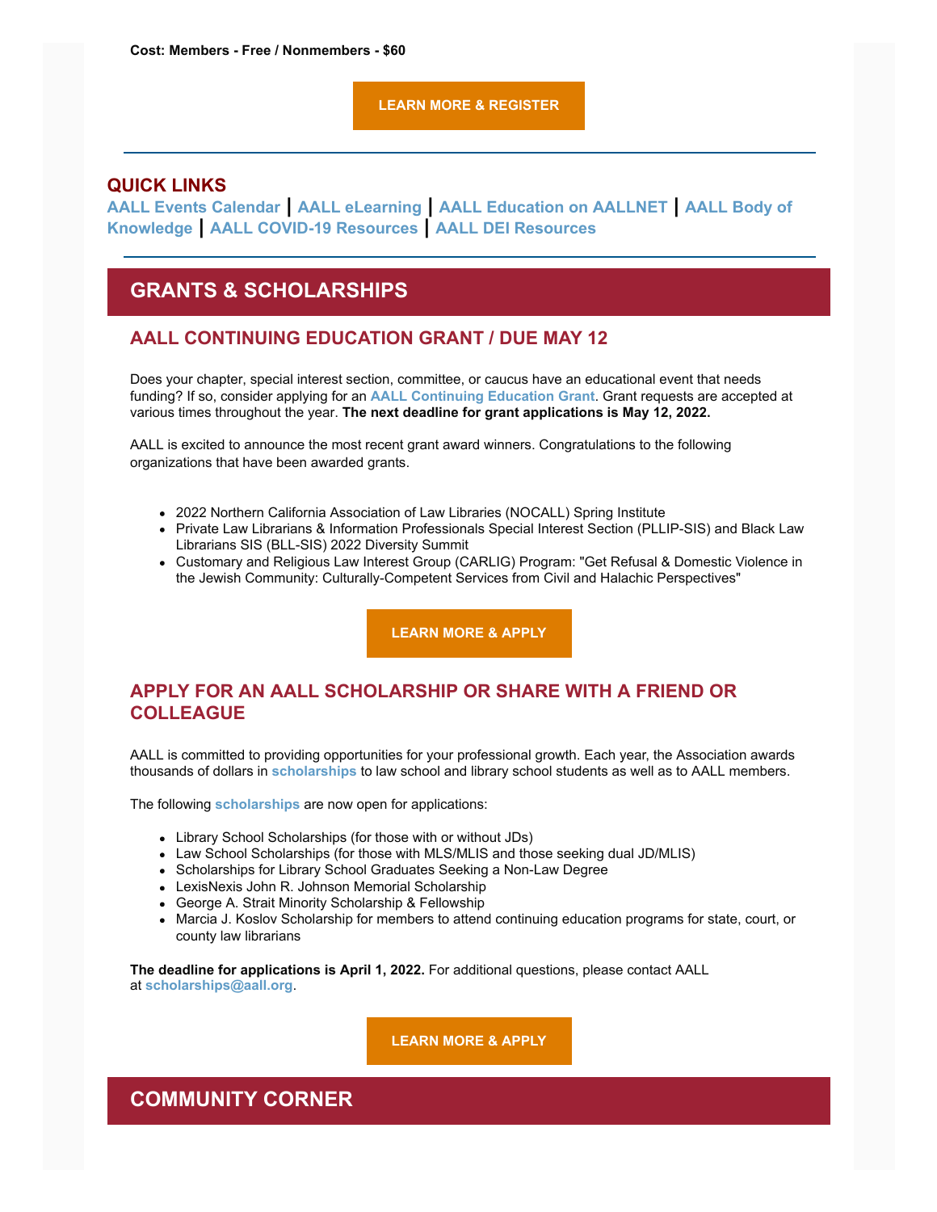**Cost: Members - Free / Nonmembers - $60**

**LEARN MORE & REGISTER**

---

## QUICK LINKS

**AALL Events Calendar** | **AALL eLearning** | **AALL Education on AALLNET** | **AALL Body of Knowledge** | **AALL COVID-19 Resources** | **AALL DEI Resources**

---

# GRANTS & SCHOLARSHIPS

## AALL CONTINUING EDUCATION GRANT / DUE MAY 12

Does your chapter, special interest section, committee, or caucus have an educational event that needs funding? If so, consider applying for an **AALL Continuing Education Grant**. Grant requests are accepted at various times throughout the year. **The next deadline for grant applications is May 12, 2022.**

AALL is excited to announce the most recent grant award winners. Congratulations to the following organizations that have been awarded grants.

- 2022 Northern California Association of Law Libraries (NOCALL) Spring Institute
- Private Law Librarians & Information Professionals Special Interest Section (PLLIP-SIS) and Black Law Librarians SIS (BLL-SIS) 2022 Diversity Summit
- Customary and Religious Law Interest Group (CARLIG) Program: "Get Refusal & Domestic Violence in the Jewish Community: Culturally-Competent Services from Civil and Halachic Perspectives"

**LEARN MORE & APPLY**

## APPLY FOR AN AALL SCHOLARSHIP OR SHARE WITH A FRIEND OR COLLEAGUE

AALL is committed to providing opportunities for your professional growth. Each year, the Association awards thousands of dollars in **scholarships** to law school and library school students as well as to AALL members.

The following **scholarships** are now open for applications:

- Library School Scholarships (for those with or without JDs)
- Law School Scholarships (for those with MLS/MLIS and those seeking dual JD/MLIS)
- Scholarships for Library School Graduates Seeking a Non-Law Degree
- LexisNexis John R. Johnson Memorial Scholarship
- George A. Strait Minority Scholarship & Fellowship
- Marcia J. Koslov Scholarship for members to attend continuing education programs for state, court, or county law librarians

**The deadline for applications is April 1, 2022.** For additional questions, please contact AALL at **scholarships@aall.org**.

**LEARN MORE & APPLY**

# COMMUNITY CORNER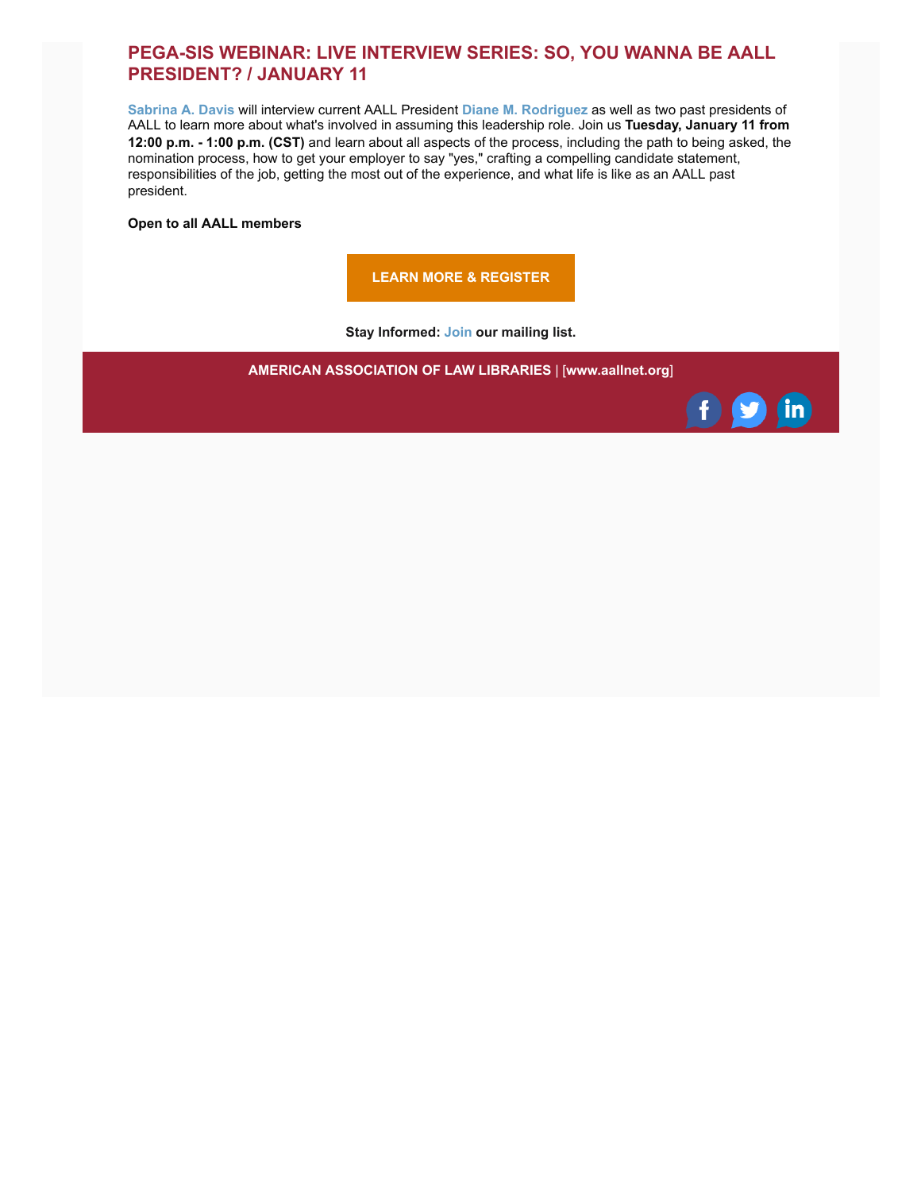## PEGA-SIS WEBINAR: LIVE INTERVIEW SERIES: SO, YOU WANNA BE AALL PRESIDENT? / JANUARY 11

**Sabrina A. Davis** will interview current AALL President **Diane M. Rodriguez** as well as two past presidents of AALL to learn more about what's involved in assuming this leadership role. Join us **Tuesday, January 11 from 12:00 p.m. - 1:00 p.m. (CST)** and learn about all aspects of the process, including the path to being asked, the nomination process, how to get your employer to say "yes," crafting a compelling candidate statement, responsibilities of the job, getting the most out of the experience, and what life is like as an AALL past president.

**Open to all AALL members**

**LEARN MORE & REGISTER**

**Stay Informed: Join our mailing list.**

**AMERICAN ASSOCIATION OF LAW LIBRARIES** | [**www.aallnet.org**]